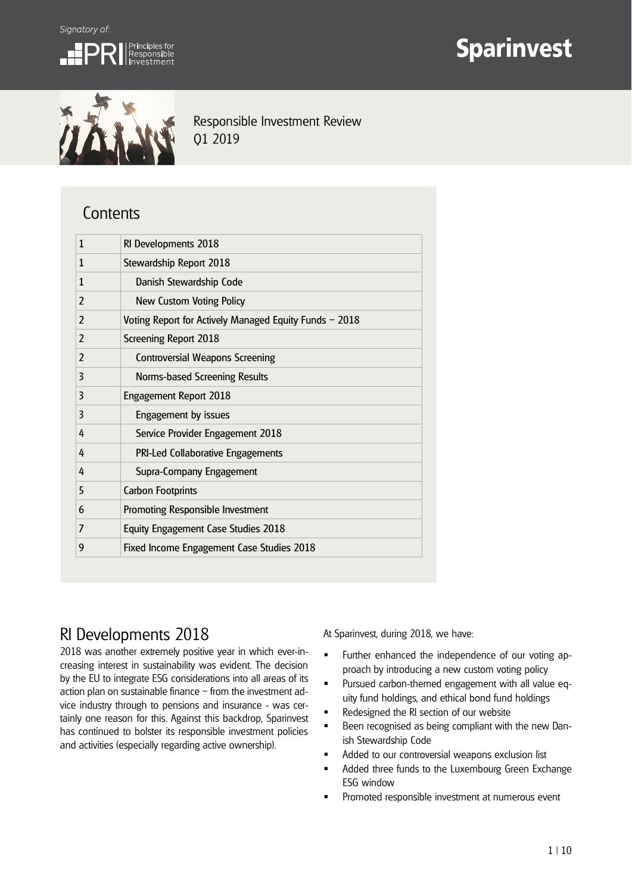Signatory of: PRI Principles for Responsible Investment

# Sparinvest

Responsible Investment Review
Q1 2019

## Contents

| | |
|---|---|
| 1 | RI Developments 2018 |
| 1 | Stewardship Report 2018 |
| 1 | Danish Stewardship Code |
| 2 | New Custom Voting Policy |
| 2 | Voting Report for Actively Managed Equity Funds – 2018 |
| 2 | Screening Report 2018 |
| 2 | Controversial Weapons Screening |
| 3 | Norms-based Screening Results |
| 3 | Engagement Report 2018 |
| 3 | Engagement by issues |
| 4 | Service Provider Engagement 2018 |
| 4 | PRI-Led Collaborative Engagements |
| 4 | Supra-Company Engagement |
| 5 | Carbon Footprints |
| 6 | Promoting Responsible Investment |
| 7 | Equity Engagement Case Studies 2018 |
| 9 | Fixed Income Engagement Case Studies 2018 |

## RI Developments 2018

2018 was another extremely positive year in which ever-increasing interest in sustainability was evident. The decision by the EU to integrate ESG considerations into all areas of its action plan on sustainable finance – from the investment advice industry through to pensions and insurance - was certainly one reason for this. Against this backdrop, Sparinvest has continued to bolster its responsible investment policies and activities (especially regarding active ownership).

At Sparinvest, during 2018, we have:

- Further enhanced the independence of our voting approach by introducing a new custom voting policy
- Pursued carbon-themed engagement with all value equity fund holdings, and ethical bond fund holdings
- Redesigned the RI section of our website
- Been recognised as being compliant with the new Danish Stewardship Code
- Added to our controversial weapons exclusion list
- Added three funds to the Luxembourg Green Exchange ESG window
- Promoted responsible investment at numerous event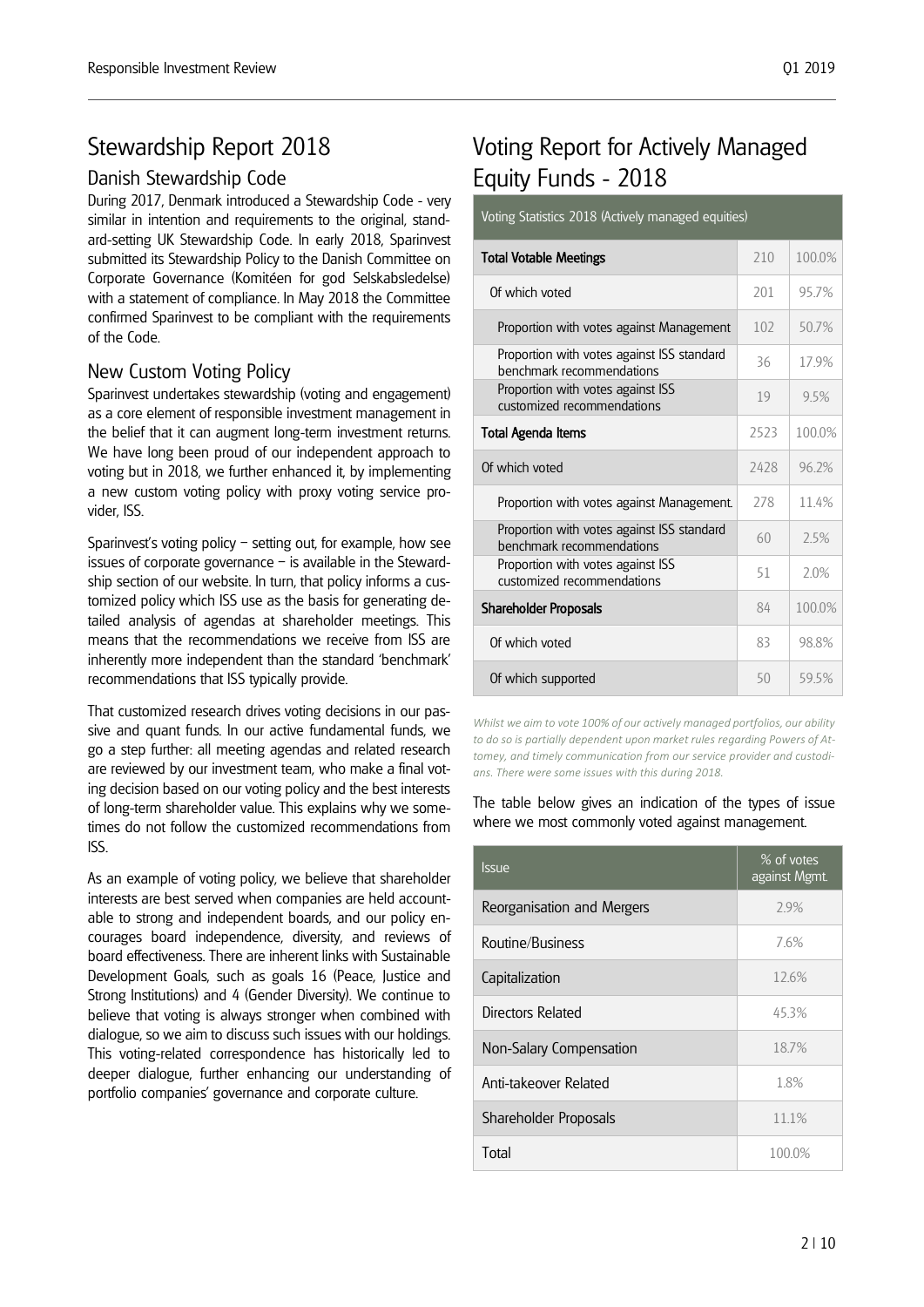# Stewardship Report 2018

## Danish Stewardship Code

During 2017, Denmark introduced a Stewardship Code - very similar in intention and requirements to the original, standard-setting UK Stewardship Code. In early 2018, Sparinvest submitted its Stewardship Policy to the Danish Committee on Corporate Governance (Komitéen for god Selskabsledelse) with a statement of compliance. In May 2018 the Committee confirmed Sparinvest to be compliant with the requirements of the Code.

## New Custom Voting Policy

Sparinvest undertakes stewardship (voting and engagement) as a core element of responsible investment management in the belief that it can augment long-term investment returns. We have long been proud of our independent approach to voting but in 2018, we further enhanced it, by implementing a new custom voting policy with proxy voting service provider, ISS.

Sparinvest's voting policy – setting out, for example, how see issues of corporate governance – is available in the Stewardship section of our website. In turn, that policy informs a customized policy which ISS use as the basis for generating detailed analysis of agendas at shareholder meetings. This means that the recommendations we receive from ISS are inherently more independent than the standard 'benchmark' recommendations that ISS typically provide.

That customized research drives voting decisions in our passive and quant funds. In our active fundamental funds, we go a step further: all meeting agendas and related research are reviewed by our investment team, who make a final voting decision based on our voting policy and the best interests of long-term shareholder value. This explains why we sometimes do not follow the customized recommendations from ISS.

As an example of voting policy, we believe that shareholder interests are best served when companies are held accountable to strong and independent boards, and our policy encourages board independence, diversity, and reviews of board effectiveness. There are inherent links with Sustainable Development Goals, such as goals 16 (Peace, Justice and Strong Institutions) and 4 (Gender Diversity). We continue to believe that voting is always stronger when combined with dialogue, so we aim to discuss such issues with our holdings. This voting-related correspondence has historically led to deeper dialogue, further enhancing our understanding of portfolio companies' governance and corporate culture.

# Voting Report for Actively Managed Equity Funds - 2018

| Voting Statistics 2018 (Actively managed equities) | | |
|---|---|---|
| **Total Votable Meetings** | 210 | 100.0% |
| Of which voted | 201 | 95.7% |
| Proportion with votes against Management | 102 | 50.7% |
| Proportion with votes against ISS standard benchmark recommendations | 36 | 17.9% |
| Proportion with votes against ISS customized recommendations | 19 | 9.5% |
| **Total Agenda Items** | 2523 | 100.0% |
| Of which voted | 2428 | 96.2% |
| Proportion with votes against Management. | 278 | 11.4% |
| Proportion with votes against ISS standard benchmark recommendations | 60 | 2.5% |
| Proportion with votes against ISS customized recommendations | 51 | 2.0% |
| **Shareholder Proposals** | 84 | 100.0% |
| Of which voted | 83 | 98.8% |
| Of which supported | 50 | 59.5% |

*Whilst we aim to vote 100% of our actively managed portfolios, our ability to do so is partially dependent upon market rules regarding Powers of Attorney, and timely communication from our service provider and custodians. There were some issues with this during 2018.*

The table below gives an indication of the types of issue where we most commonly voted against management.

| Issue | % of votes against Mgmt. |
|---|---|
| Reorganisation and Mergers | 2.9% |
| Routine/Business | 7.6% |
| Capitalization | 12.6% |
| Directors Related | 45.3% |
| Non-Salary Compensation | 18.7% |
| Anti-takeover Related | 1.8% |
| Shareholder Proposals | 11.1% |
| Total | 100.0% |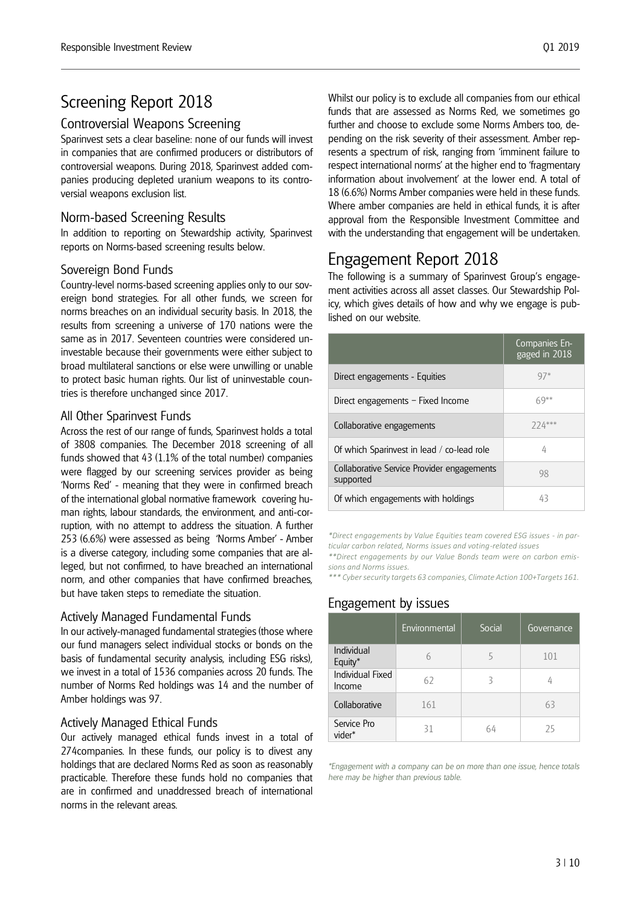# Screening Report 2018

## Controversial Weapons Screening

Sparinvest sets a clear baseline: none of our funds will invest in companies that are confirmed producers or distributors of controversial weapons. During 2018, Sparinvest added companies producing depleted uranium weapons to its controversial weapons exclusion list.

## Norm-based Screening Results

In addition to reporting on Stewardship activity, Sparinvest reports on Norms-based screening results below.

### Sovereign Bond Funds

Country-level norms-based screening applies only to our sovereign bond strategies. For all other funds, we screen for norms breaches on an individual security basis. In 2018, the results from screening a universe of 170 nations were the same as in 2017. Seventeen countries were considered uninvestable because their governments were either subject to broad multilateral sanctions or else were unwilling or unable to protect basic human rights. Our list of uninvestable countries is therefore unchanged since 2017.

### All Other Sparinvest Funds

Across the rest of our range of funds, Sparinvest holds a total of 3808 companies. The December 2018 screening of all funds showed that 43 (1.1% of the total number) companies were flagged by our screening services provider as being 'Norms Red' - meaning that they were in confirmed breach of the international global normative framework covering human rights, labour standards, the environment, and anti-corruption, with no attempt to address the situation. A further 253 (6.6%) were assessed as being 'Norms Amber' - Amber is a diverse category, including some companies that are alleged, but not confirmed, to have breached an international norm, and other companies that have confirmed breaches, but have taken steps to remediate the situation.

### Actively Managed Fundamental Funds

In our actively-managed fundamental strategies (those where our fund managers select individual stocks or bonds on the basis of fundamental security analysis, including ESG risks), we invest in a total of 1536 companies across 20 funds. The number of Norms Red holdings was 14 and the number of Amber holdings was 97.

### Actively Managed Ethical Funds

Our actively managed ethical funds invest in a total of 274companies. In these funds, our policy is to divest any holdings that are declared Norms Red as soon as reasonably practicable. Therefore these funds hold no companies that are in confirmed and unaddressed breach of international norms in the relevant areas.

Whilst our policy is to exclude all companies from our ethical funds that are assessed as Norms Red, we sometimes go further and choose to exclude some Norms Ambers too, depending on the risk severity of their assessment. Amber represents a spectrum of risk, ranging from 'imminent failure to respect international norms' at the higher end to 'fragmentary information about involvement' at the lower end. A total of 18 (6.6%) Norms Amber companies were held in these funds. Where amber companies are held in ethical funds, it is after approval from the Responsible Investment Committee and with the understanding that engagement will be undertaken.

# Engagement Report 2018

The following is a summary of Sparinvest Group's engagement activities across all asset classes. Our Stewardship Policy, which gives details of how and why we engage is published on our website.

| | Companies Engaged in 2018 |
|---|---|
| Direct engagements - Equities | 97* |
| Direct engagements – Fixed Income | 69** |
| Collaborative engagements | 224*** |
| Of which Sparinvest in lead / co-lead role | 4 |
| Collaborative Service Provider engagements supported | 98 |
| Of which engagements with holdings | 43 |

*\*Direct engagements by Value Equities team covered ESG issues - in particular carbon related, Norms issues and voting-related issues*

*\*\*Direct engagements by our Value Bonds team were on carbon emissions and Norms issues.*

*\*\*\* Cyber security targets 63 companies, Climate Action 100+Targets 161.*

## Engagement by issues

| | Environmental | Social | Governance |
|---|---|---|---|
| Individual Equity* | 6 | 5 | 101 |
| Individual Fixed Income | 62 | 3 | 4 |
| Collaborative | 161 | | 63 |
| Service Pro vider* | 31 | 64 | 25 |

*\*Engagement with a company can be on more than one issue, hence totals here may be higher than previous table.*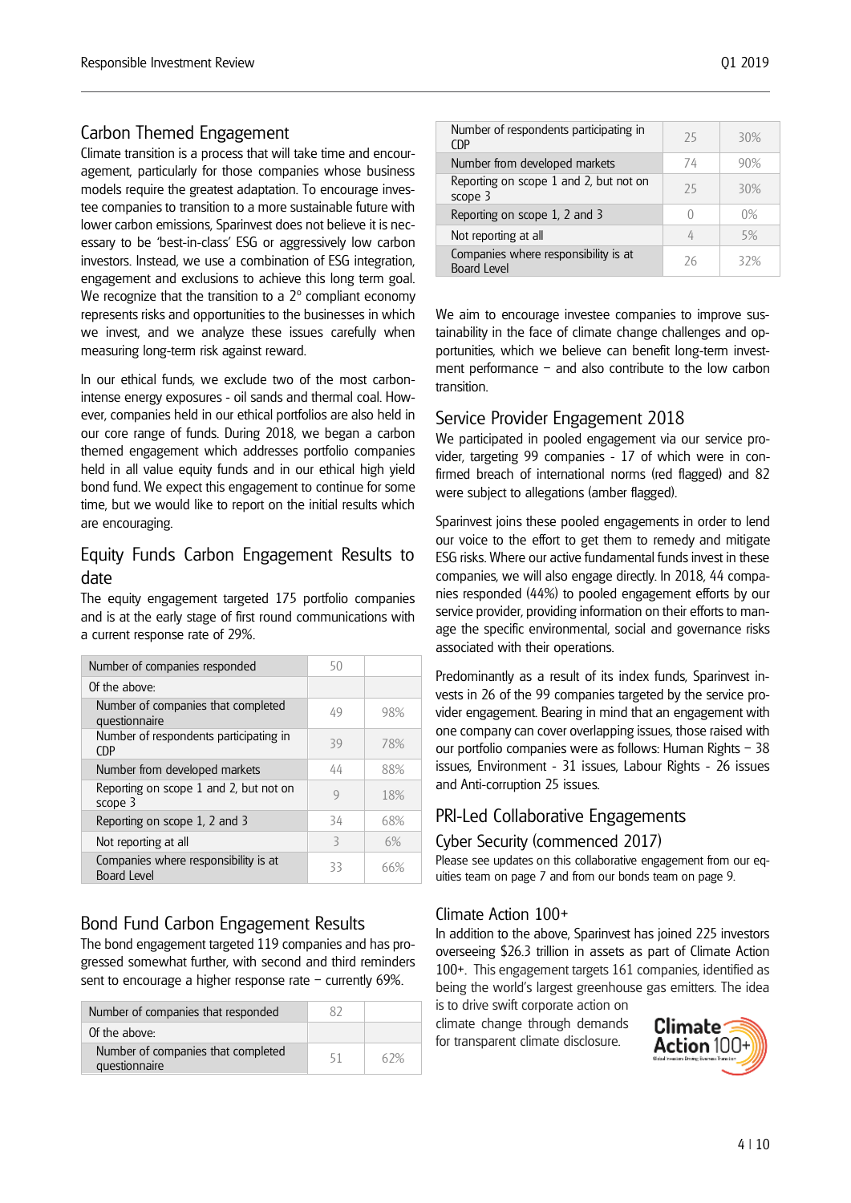## Carbon Themed Engagement

Climate transition is a process that will take time and encouragement, particularly for those companies whose business models require the greatest adaptation. To encourage investee companies to transition to a more sustainable future with lower carbon emissions, Sparinvest does not believe it is necessary to be 'best-in-class' ESG or aggressively low carbon investors. Instead, we use a combination of ESG integration, engagement and exclusions to achieve this long term goal. We recognize that the transition to a 2° compliant economy represents risks and opportunities to the businesses in which we invest, and we analyze these issues carefully when measuring long-term risk against reward.

In our ethical funds, we exclude two of the most carbon-intense energy exposures - oil sands and thermal coal. However, companies held in our ethical portfolios are also held in our core range of funds. During 2018, we began a carbon themed engagement which addresses portfolio companies held in all value equity funds and in our ethical high yield bond fund. We expect this engagement to continue for some time, but we would like to report on the initial results which are encouraging.

## Equity Funds Carbon Engagement Results to date

The equity engagement targeted 175 portfolio companies and is at the early stage of first round communications with a current response rate of 29%.

| Number of companies responded | 50 | |
|---|---|---|
| Of the above: | | |
| Number of companies that completed questionnaire | 49 | 98% |
| Number of respondents participating in CDP | 39 | 78% |
| Number from developed markets | 44 | 88% |
| Reporting on scope 1 and 2, but not on scope 3 | 9 | 18% |
| Reporting on scope 1, 2 and 3 | 34 | 68% |
| Not reporting at all | 3 | 6% |
| Companies where responsibility is at Board Level | 33 | 66% |

## Bond Fund Carbon Engagement Results

The bond engagement targeted 119 companies and has progressed somewhat further, with second and third reminders sent to encourage a higher response rate – currently 69%.

| Number of companies that responded | 82 | |
|---|---|---|
| Of the above: | | |
| Number of companies that completed questionnaire | 51 | 62% |
| Number of respondents participating in CDP | 25 | 30% |
| Number from developed markets | 74 | 90% |
| Reporting on scope 1 and 2, but not on scope 3 | 25 | 30% |
| Reporting on scope 1, 2 and 3 | 0 | 0% |
| Not reporting at all | 4 | 5% |
| Companies where responsibility is at Board Level | 26 | 32% |

We aim to encourage investee companies to improve sustainability in the face of climate change challenges and opportunities, which we believe can benefit long-term investment performance – and also contribute to the low carbon transition.

## Service Provider Engagement 2018

We participated in pooled engagement via our service provider, targeting 99 companies - 17 of which were in confirmed breach of international norms (red flagged) and 82 were subject to allegations (amber flagged).

Sparinvest joins these pooled engagements in order to lend our voice to the effort to get them to remedy and mitigate ESG risks. Where our active fundamental funds invest in these companies, we will also engage directly. In 2018, 44 companies responded (44%) to pooled engagement efforts by our service provider, providing information on their efforts to manage the specific environmental, social and governance risks associated with their operations.

Predominantly as a result of its index funds, Sparinvest invests in 26 of the 99 companies targeted by the service provider engagement. Bearing in mind that an engagement with one company can cover overlapping issues, those raised with our portfolio companies were as follows: Human Rights – 38 issues, Environment - 31 issues, Labour Rights - 26 issues and Anti-corruption 25 issues.

## PRI-Led Collaborative Engagements

### Cyber Security (commenced 2017)

Please see updates on this collaborative engagement from our equities team on page 7 and from our bonds team on page 9.

### Climate Action 100+

In addition to the above, Sparinvest has joined 225 investors overseeing $26.3 trillion in assets as part of Climate Action 100+. This engagement targets 161 companies, identified as being the world's largest greenhouse gas emitters. The idea is to drive swift corporate action on climate change through demands for transparent climate disclosure.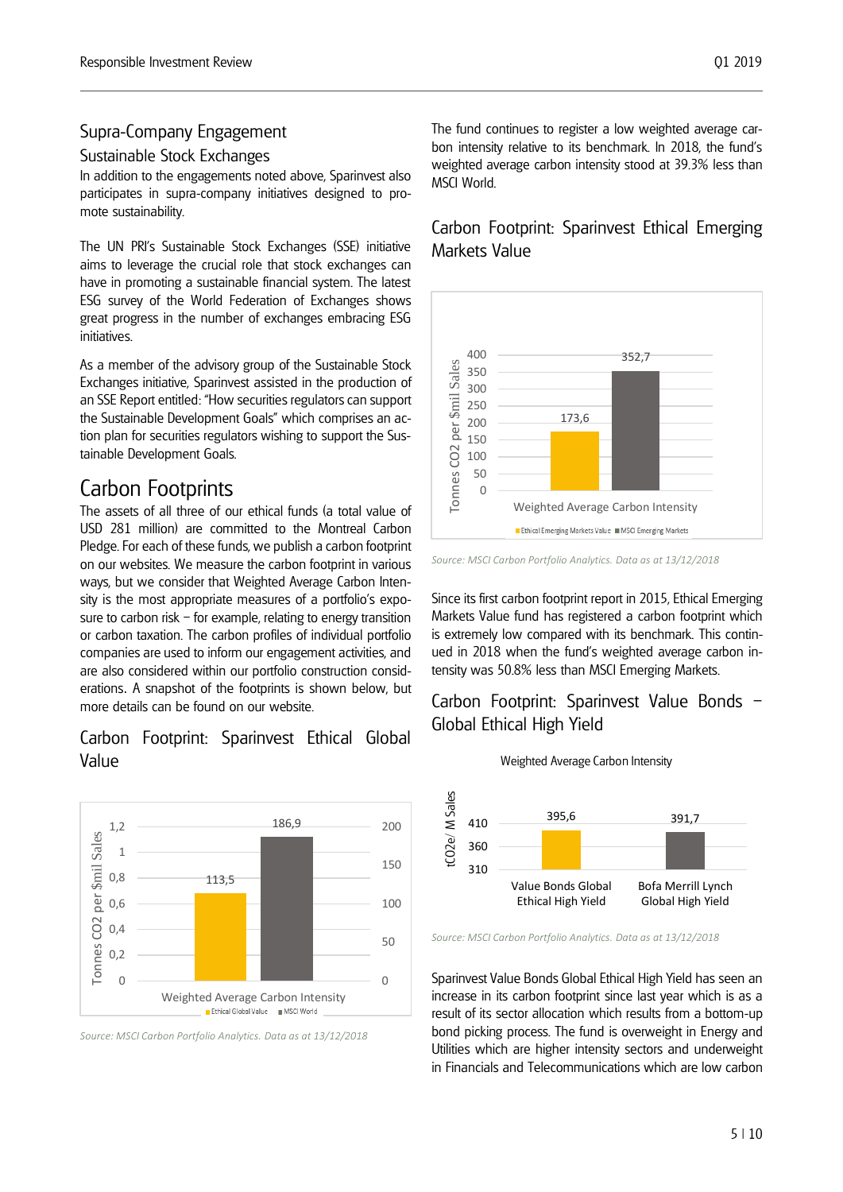## Supra-Company Engagement

### Sustainable Stock Exchanges

In addition to the engagements noted above, Sparinvest also participates in supra-company initiatives designed to promote sustainability.

The UN PRI's Sustainable Stock Exchanges (SSE) initiative aims to leverage the crucial role that stock exchanges can have in promoting a sustainable financial system. The latest ESG survey of the World Federation of Exchanges shows great progress in the number of exchanges embracing ESG initiatives.

As a member of the advisory group of the Sustainable Stock Exchanges initiative, Sparinvest assisted in the production of an SSE Report entitled: "How securities regulators can support the Sustainable Development Goals" which comprises an action plan for securities regulators wishing to support the Sustainable Development Goals.

## Carbon Footprints

The assets of all three of our ethical funds (a total value of USD 281 million) are committed to the Montreal Carbon Pledge. For each of these funds, we publish a carbon footprint on our websites. We measure the carbon footprint in various ways, but we consider that Weighted Average Carbon Intensity is the most appropriate measures of a portfolio's exposure to carbon risk – for example, relating to energy transition or carbon taxation. The carbon profiles of individual portfolio companies are used to inform our engagement activities, and are also considered within our portfolio construction considerations. A snapshot of the footprints is shown below, but more details can be found on our website.

### Carbon Footprint: Sparinvest Ethical Global Value

| Weighted Average Carbon Intensity (Tonnes $CO_2$ per $mil Sales) | |
|---|---|
| Ethical Global Value | 113,5 |
| MSCI World | 186,9 |

*Source: MSCI Carbon Portfolio Analytics. Data as at 13/12/2018*

The fund continues to register a low weighted average carbon intensity relative to its benchmark. In 2018, the fund's weighted average carbon intensity stood at 39.3% less than MSCI World.

### Carbon Footprint: Sparinvest Ethical Emerging Markets Value

| Weighted Average Carbon Intensity (Tonnes $CO_2$ per $mil Sales) | |
|---|---|
| Ethical Emerging Markets Value | 173,6 |
| MSCI Emerging Markets | 352,7 |

*Source: MSCI Carbon Portfolio Analytics. Data as at 13/12/2018*

Since its first carbon footprint report in 2015, Ethical Emerging Markets Value fund has registered a carbon footprint which is extremely low compared with its benchmark. This continued in 2018 when the fund's weighted average carbon intensity was 50.8% less than MSCI Emerging Markets.

### Carbon Footprint: Sparinvest Value Bonds – Global Ethical High Yield

| Weighted Average Carbon Intensity ($tCO_2e$/ M Sales) | |
|---|---|
| Value Bonds Global Ethical High Yield | 395,6 |
| Bofa Merrill Lynch Global High Yield | 391,7 |

*Source: MSCI Carbon Portfolio Analytics. Data as at 13/12/2018*

Sparinvest Value Bonds Global Ethical High Yield has seen an increase in its carbon footprint since last year which is as a result of its sector allocation which results from a bottom-up bond picking process. The fund is overweight in Energy and Utilities which are higher intensity sectors and underweight in Financials and Telecommunications which are low carbon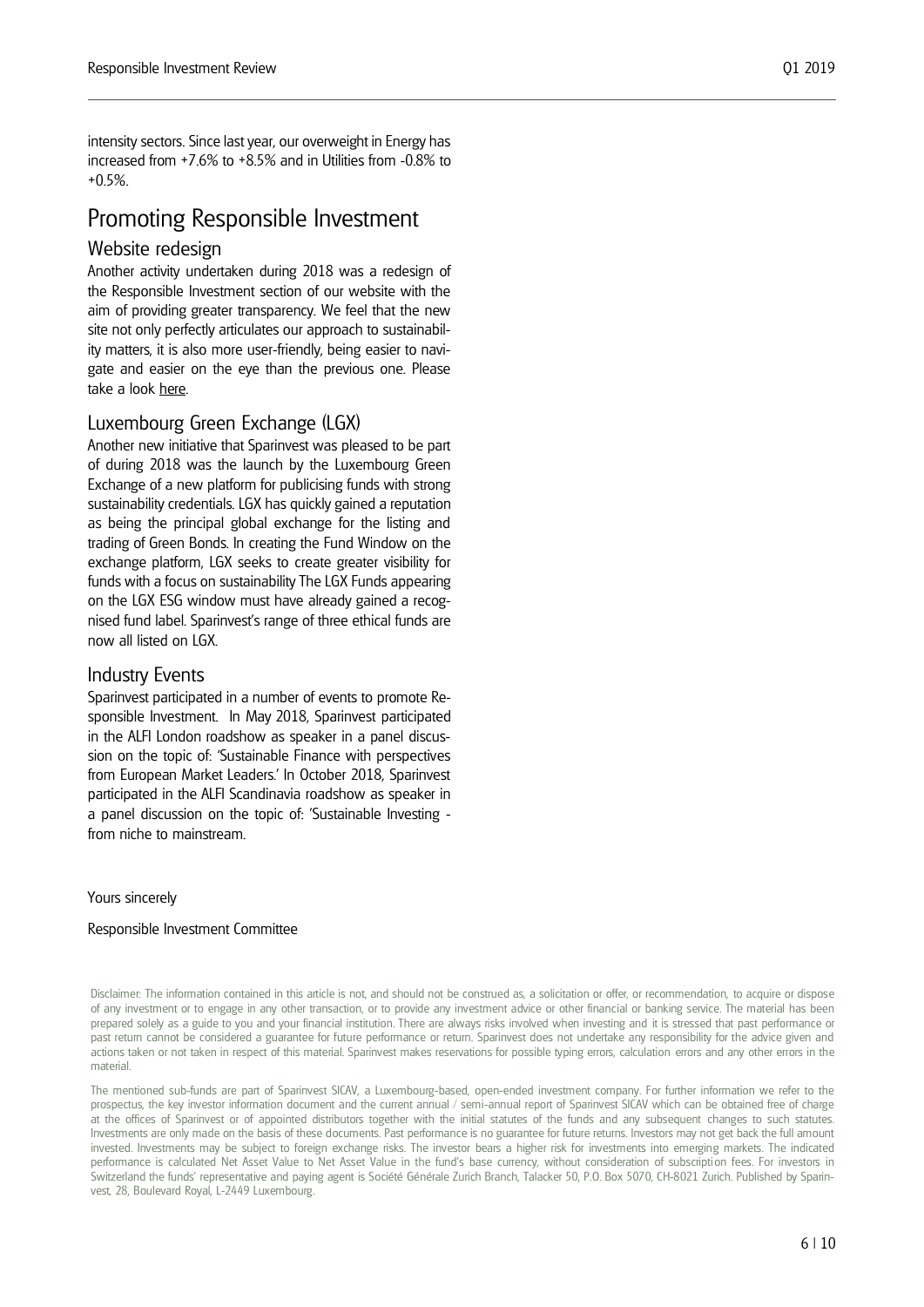intensity sectors. Since last year, our overweight in Energy has increased from +7.6% to +8.5% and in Utilities from -0.8% to +0.5%.

# Promoting Responsible Investment

## Website redesign

Another activity undertaken during 2018 was a redesign of the Responsible Investment section of our website with the aim of providing greater transparency. We feel that the new site not only perfectly articulates our approach to sustainability matters, it is also more user-friendly, being easier to navigate and easier on the eye than the previous one. Please take a look here.

## Luxembourg Green Exchange (LGX)

Another new initiative that Sparinvest was pleased to be part of during 2018 was the launch by the Luxembourg Green Exchange of a new platform for publicising funds with strong sustainability credentials. LGX has quickly gained a reputation as being the principal global exchange for the listing and trading of Green Bonds. In creating the Fund Window on the exchange platform, LGX seeks to create greater visibility for funds with a focus on sustainability The LGX Funds appearing on the LGX ESG window must have already gained a recognised fund label. Sparinvest's range of three ethical funds are now all listed on LGX.

## Industry Events

Sparinvest participated in a number of events to promote Responsible Investment. In May 2018, Sparinvest participated in the ALFI London roadshow as speaker in a panel discussion on the topic of: 'Sustainable Finance with perspectives from European Market Leaders.' In October 2018, Sparinvest participated in the ALFI Scandinavia roadshow as speaker in a panel discussion on the topic of: 'Sustainable Investing - from niche to mainstream.

Yours sincerely

Responsible Investment Committee

Disclaimer: The information contained in this article is not, and should not be construed as, a solicitation or offer, or recommendation, to acquire or dispose of any investment or to engage in any other transaction, or to provide any investment advice or other financial or banking service. The material has been prepared solely as a guide to you and your financial institution. There are always risks involved when investing and it is stressed that past performance or past return cannot be considered a guarantee for future performance or return. Sparinvest does not undertake any responsibility for the advice given and actions taken or not taken in respect of this material. Sparinvest makes reservations for possible typing errors, calculation errors and any other errors in the material.

The mentioned sub-funds are part of Sparinvest SICAV, a Luxembourg-based, open-ended investment company. For further information we refer to the prospectus, the key investor information document and the current annual / semi-annual report of Sparinvest SICAV which can be obtained free of charge at the offices of Sparinvest or of appointed distributors together with the initial statutes of the funds and any subsequent changes to such statutes. Investments are only made on the basis of these documents. Past performance is no guarantee for future returns. Investors may not get back the full amount invested. Investments may be subject to foreign exchange risks. The investor bears a higher risk for investments into emerging markets. The indicated performance is calculated Net Asset Value to Net Asset Value in the fund's base currency, without consideration of subscription fees. For investors in Switzerland the funds' representative and paying agent is Société Générale Zurich Branch, Talacker 50, P.O. Box 5070, CH-8021 Zurich. Published by Sparinvest, 28, Boulevard Royal, L-2449 Luxembourg.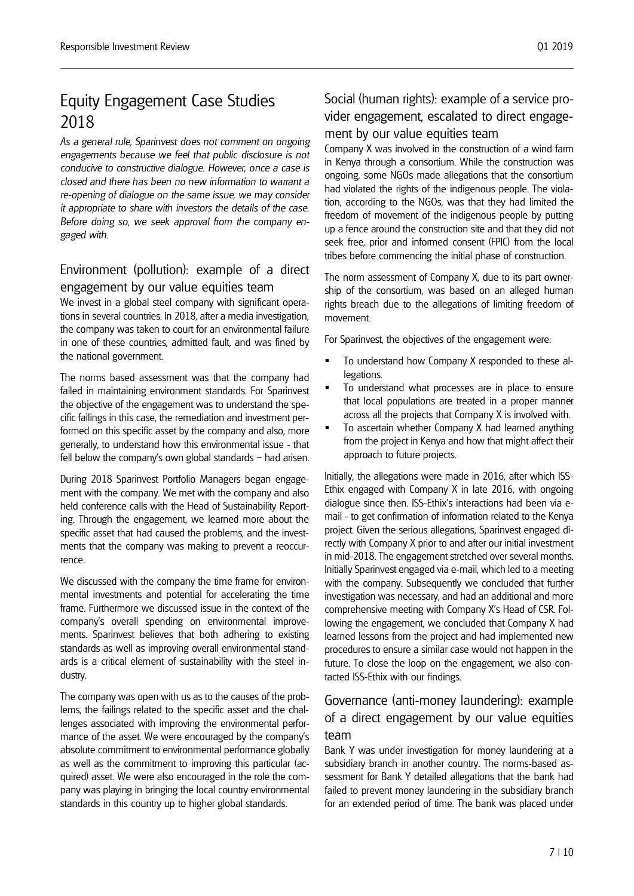# Equity Engagement Case Studies 2018

*As a general rule, Sparinvest does not comment on ongoing engagements because we feel that public disclosure is not conducive to constructive dialogue. However, once a case is closed and there has been no new information to warrant a re-opening of dialogue on the same issue, we may consider it appropriate to share with investors the details of the case. Before doing so, we seek approval from the company engaged with.*

## Environment (pollution): example of a direct engagement by our value equities team

We invest in a global steel company with significant operations in several countries. In 2018, after a media investigation, the company was taken to court for an environmental failure in one of these countries, admitted fault, and was fined by the national government.

The norms based assessment was that the company had failed in maintaining environment standards. For Sparinvest the objective of the engagement was to understand the specific failings in this case, the remediation and investment performed on this specific asset by the company and also, more generally, to understand how this environmental issue - that fell below the company's own global standards – had arisen.

During 2018 Sparinvest Portfolio Managers began engagement with the company. We met with the company and also held conference calls with the Head of Sustainability Reporting. Through the engagement, we learned more about the specific asset that had caused the problems, and the investments that the company was making to prevent a reoccurrence.

We discussed with the company the time frame for environmental investments and potential for accelerating the time frame. Furthermore we discussed issue in the context of the company's overall spending on environmental improvements. Sparinvest believes that both adhering to existing standards as well as improving overall environmental standards is a critical element of sustainability with the steel industry.

The company was open with us as to the causes of the problems, the failings related to the specific asset and the challenges associated with improving the environmental performance of the asset. We were encouraged by the company's absolute commitment to environmental performance globally as well as the commitment to improving this particular (acquired) asset. We were also encouraged in the role the company was playing in bringing the local country environmental standards in this country up to higher global standards.

## Social (human rights): example of a service provider engagement, escalated to direct engagement by our value equities team

Company X was involved in the construction of a wind farm in Kenya through a consortium. While the construction was ongoing, some NGOs made allegations that the consortium had violated the rights of the indigenous people. The violation, according to the NGOs, was that they had limited the freedom of movement of the indigenous people by putting up a fence around the construction site and that they did not seek free, prior and informed consent (FPIC) from the local tribes before commencing the initial phase of construction.

The norm assessment of Company X, due to its part ownership of the consortium, was based on an alleged human rights breach due to the allegations of limiting freedom of movement.

For Sparinvest, the objectives of the engagement were:

- To understand how Company X responded to these allegations.
- To understand what processes are in place to ensure that local populations are treated in a proper manner across all the projects that Company X is involved with.
- To ascertain whether Company X had learned anything from the project in Kenya and how that might affect their approach to future projects.

Initially, the allegations were made in 2016, after which ISS-Ethix engaged with Company X in late 2016, with ongoing dialogue since then. ISS-Ethix's interactions had been via e-mail - to get confirmation of information related to the Kenya project. Given the serious allegations, Sparinvest engaged directly with Company X prior to and after our initial investment in mid-2018. The engagement stretched over several months. Initially Sparinvest engaged via e-mail, which led to a meeting with the company. Subsequently we concluded that further investigation was necessary, and had an additional and more comprehensive meeting with Company X's Head of CSR. Following the engagement, we concluded that Company X had learned lessons from the project and had implemented new procedures to ensure a similar case would not happen in the future. To close the loop on the engagement, we also contacted ISS-Ethix with our findings.

## Governance (anti-money laundering): example of a direct engagement by our value equities team

Bank Y was under investigation for money laundering at a subsidiary branch in another country. The norms-based assessment for Bank Y detailed allegations that the bank had failed to prevent money laundering in the subsidiary branch for an extended period of time. The bank was placed under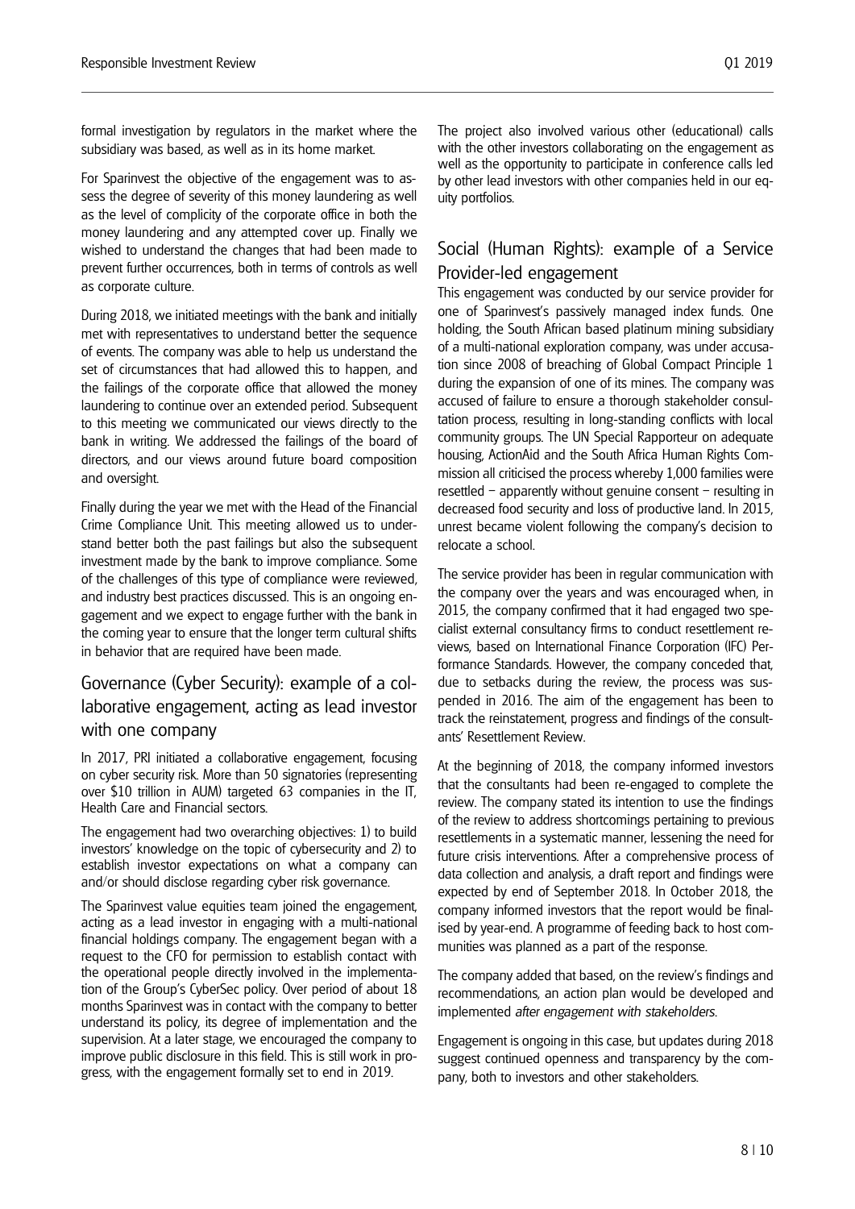formal investigation by regulators in the market where the subsidiary was based, as well as in its home market.

For Sparinvest the objective of the engagement was to assess the degree of severity of this money laundering as well as the level of complicity of the corporate office in both the money laundering and any attempted cover up. Finally we wished to understand the changes that had been made to prevent further occurrences, both in terms of controls as well as corporate culture.

During 2018, we initiated meetings with the bank and initially met with representatives to understand better the sequence of events. The company was able to help us understand the set of circumstances that had allowed this to happen, and the failings of the corporate office that allowed the money laundering to continue over an extended period. Subsequent to this meeting we communicated our views directly to the bank in writing. We addressed the failings of the board of directors, and our views around future board composition and oversight.

Finally during the year we met with the Head of the Financial Crime Compliance Unit. This meeting allowed us to understand better both the past failings but also the subsequent investment made by the bank to improve compliance. Some of the challenges of this type of compliance were reviewed, and industry best practices discussed. This is an ongoing engagement and we expect to engage further with the bank in the coming year to ensure that the longer term cultural shifts in behavior that are required have been made.

## Governance (Cyber Security): example of a collaborative engagement, acting as lead investor with one company

In 2017, PRI initiated a collaborative engagement, focusing on cyber security risk. More than 50 signatories (representing over $10 trillion in AUM) targeted 63 companies in the IT, Health Care and Financial sectors.

The engagement had two overarching objectives: 1) to build investors' knowledge on the topic of cybersecurity and 2) to establish investor expectations on what a company can and/or should disclose regarding cyber risk governance.

The Sparinvest value equities team joined the engagement, acting as a lead investor in engaging with a multi-national financial holdings company. The engagement began with a request to the CFO for permission to establish contact with the operational people directly involved in the implementation of the Group's CyberSec policy. Over period of about 18 months Sparinvest was in contact with the company to better understand its policy, its degree of implementation and the supervision. At a later stage, we encouraged the company to improve public disclosure in this field. This is still work in progress, with the engagement formally set to end in 2019.

The project also involved various other (educational) calls with the other investors collaborating on the engagement as well as the opportunity to participate in conference calls led by other lead investors with other companies held in our equity portfolios.

## Social (Human Rights): example of a Service Provider-led engagement

This engagement was conducted by our service provider for one of Sparinvest's passively managed index funds. One holding, the South African based platinum mining subsidiary of a multi-national exploration company, was under accusation since 2008 of breaching of Global Compact Principle 1 during the expansion of one of its mines. The company was accused of failure to ensure a thorough stakeholder consultation process, resulting in long-standing conflicts with local community groups. The UN Special Rapporteur on adequate housing, ActionAid and the South Africa Human Rights Commission all criticised the process whereby 1,000 families were resettled – apparently without genuine consent – resulting in decreased food security and loss of productive land. In 2015, unrest became violent following the company's decision to relocate a school.

The service provider has been in regular communication with the company over the years and was encouraged when, in 2015, the company confirmed that it had engaged two specialist external consultancy firms to conduct resettlement reviews, based on International Finance Corporation (IFC) Performance Standards. However, the company conceded that, due to setbacks during the review, the process was suspended in 2016. The aim of the engagement has been to track the reinstatement, progress and findings of the consultants' Resettlement Review.

At the beginning of 2018, the company informed investors that the consultants had been re-engaged to complete the review. The company stated its intention to use the findings of the review to address shortcomings pertaining to previous resettlements in a systematic manner, lessening the need for future crisis interventions. After a comprehensive process of data collection and analysis, a draft report and findings were expected by end of September 2018. In October 2018, the company informed investors that the report would be finalised by year-end. A programme of feeding back to host communities was planned as a part of the response.

The company added that based, on the review's findings and recommendations, an action plan would be developed and implemented *after engagement with stakeholders*.

Engagement is ongoing in this case, but updates during 2018 suggest continued openness and transparency by the company, both to investors and other stakeholders.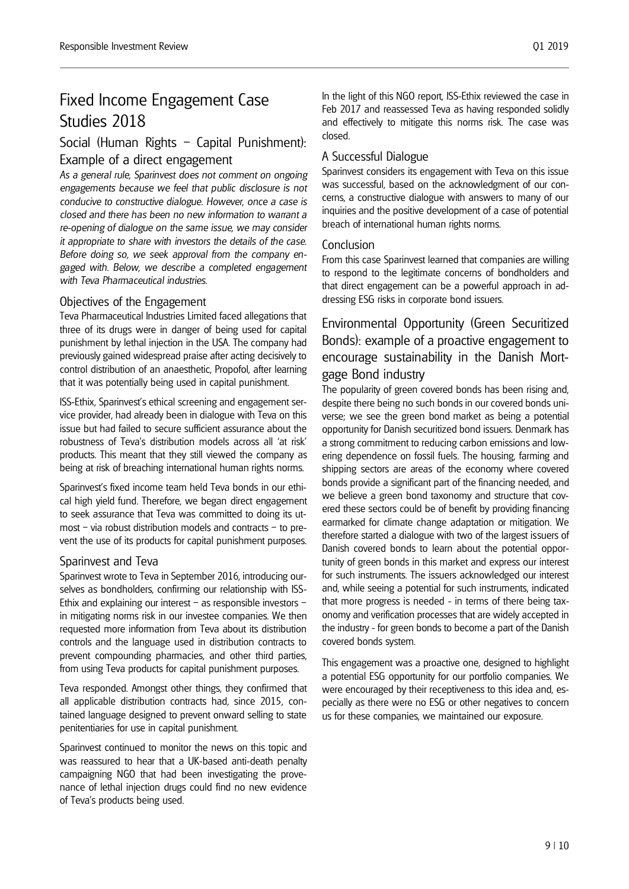# Fixed Income Engagement Case Studies 2018

## Social (Human Rights – Capital Punishment): Example of a direct engagement

*As a general rule, Sparinvest does not comment on ongoing engagements because we feel that public disclosure is not conducive to constructive dialogue. However, once a case is closed and there has been no new information to warrant a re-opening of dialogue on the same issue, we may consider it appropriate to share with investors the details of the case. Before doing so, we seek approval from the company engaged with. Below, we describe a completed engagement with Teva Pharmaceutical industries.*

### Objectives of the Engagement

Teva Pharmaceutical Industries Limited faced allegations that three of its drugs were in danger of being used for capital punishment by lethal injection in the USA. The company had previously gained widespread praise after acting decisively to control distribution of an anaesthetic, Propofol, after learning that it was potentially being used in capital punishment.

ISS-Ethix, Sparinvest's ethical screening and engagement service provider, had already been in dialogue with Teva on this issue but had failed to secure sufficient assurance about the robustness of Teva's distribution models across all 'at risk' products. This meant that they still viewed the company as being at risk of breaching international human rights norms.

Sparinvest's fixed income team held Teva bonds in our ethical high yield fund. Therefore, we began direct engagement to seek assurance that Teva was committed to doing its utmost – via robust distribution models and contracts – to prevent the use of its products for capital punishment purposes.

### Sparinvest and Teva

Sparinvest wrote to Teva in September 2016, introducing ourselves as bondholders, confirming our relationship with ISS-Ethix and explaining our interest – as responsible investors – in mitigating norms risk in our investee companies. We then requested more information from Teva about its distribution controls and the language used in distribution contracts to prevent compounding pharmacies, and other third parties, from using Teva products for capital punishment purposes.

Teva responded. Amongst other things, they confirmed that all applicable distribution contracts had, since 2015, contained language designed to prevent onward selling to state penitentiaries for use in capital punishment.

Sparinvest continued to monitor the news on this topic and was reassured to hear that a UK-based anti-death penalty campaigning NGO that had been investigating the provenance of lethal injection drugs could find no new evidence of Teva's products being used.

In the light of this NGO report, ISS-Ethix reviewed the case in Feb 2017 and reassessed Teva as having responded solidly and effectively to mitigate this norms risk. The case was closed.

### A Successful Dialogue

Sparinvest considers its engagement with Teva on this issue was successful, based on the acknowledgment of our concerns, a constructive dialogue with answers to many of our inquiries and the positive development of a case of potential breach of international human rights norms.

### Conclusion

From this case Sparinvest learned that companies are willing to respond to the legitimate concerns of bondholders and that direct engagement can be a powerful approach in addressing ESG risks in corporate bond issuers.

## Environmental Opportunity (Green Securitized Bonds): example of a proactive engagement to encourage sustainability in the Danish Mortgage Bond industry

The popularity of green covered bonds has been rising and, despite there being no such bonds in our covered bonds universe; we see the green bond market as being a potential opportunity for Danish securitized bond issuers. Denmark has a strong commitment to reducing carbon emissions and lowering dependence on fossil fuels. The housing, farming and shipping sectors are areas of the economy where covered bonds provide a significant part of the financing needed, and we believe a green bond taxonomy and structure that covered these sectors could be of benefit by providing financing earmarked for climate change adaptation or mitigation. We therefore started a dialogue with two of the largest issuers of Danish covered bonds to learn about the potential opportunity of green bonds in this market and express our interest for such instruments. The issuers acknowledged our interest and, while seeing a potential for such instruments, indicated that more progress is needed - in terms of there being taxonomy and verification processes that are widely accepted in the industry - for green bonds to become a part of the Danish covered bonds system.

This engagement was a proactive one, designed to highlight a potential ESG opportunity for our portfolio companies. We were encouraged by their receptiveness to this idea and, especially as there were no ESG or other negatives to concern us for these companies, we maintained our exposure.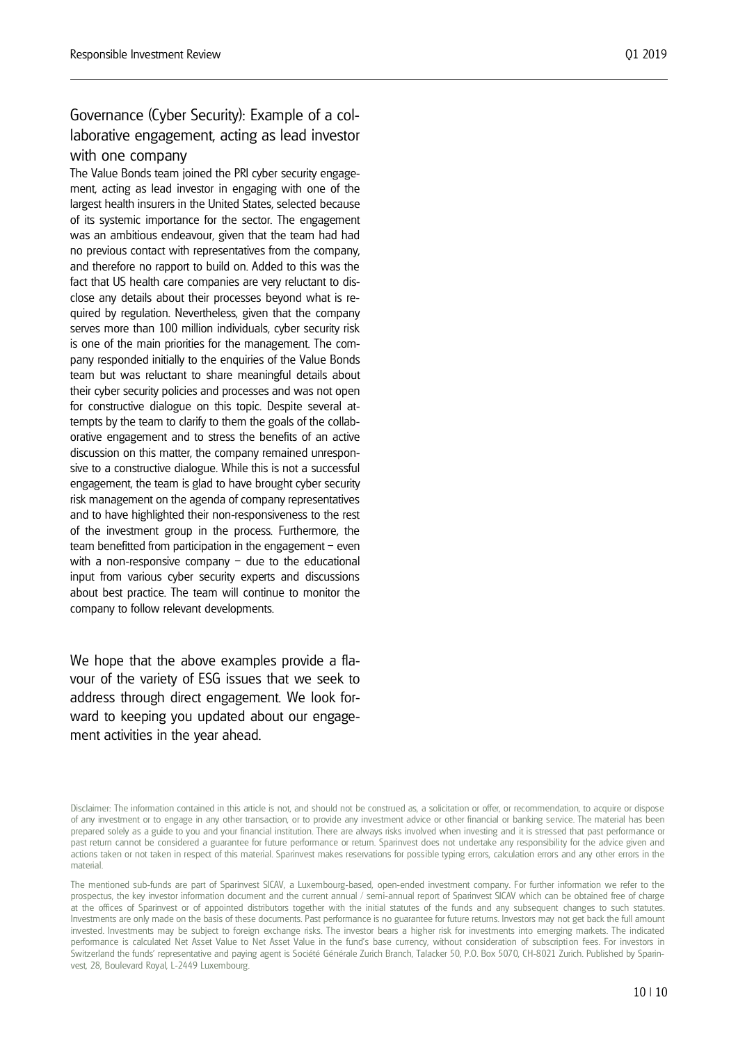## Governance (Cyber Security): Example of a collaborative engagement, acting as lead investor with one company

The Value Bonds team joined the PRI cyber security engagement, acting as lead investor in engaging with one of the largest health insurers in the United States, selected because of its systemic importance for the sector. The engagement was an ambitious endeavour, given that the team had had no previous contact with representatives from the company, and therefore no rapport to build on. Added to this was the fact that US health care companies are very reluctant to disclose any details about their processes beyond what is required by regulation. Nevertheless, given that the company serves more than 100 million individuals, cyber security risk is one of the main priorities for the management. The company responded initially to the enquiries of the Value Bonds team but was reluctant to share meaningful details about their cyber security policies and processes and was not open for constructive dialogue on this topic. Despite several attempts by the team to clarify to them the goals of the collaborative engagement and to stress the benefits of an active discussion on this matter, the company remained unresponsive to a constructive dialogue. While this is not a successful engagement, the team is glad to have brought cyber security risk management on the agenda of company representatives and to have highlighted their non-responsiveness to the rest of the investment group in the process. Furthermore, the team benefitted from participation in the engagement – even with a non-responsive company – due to the educational input from various cyber security experts and discussions about best practice. The team will continue to monitor the company to follow relevant developments.

We hope that the above examples provide a flavour of the variety of ESG issues that we seek to address through direct engagement. We look forward to keeping you updated about our engagement activities in the year ahead.

Disclaimer: The information contained in this article is not, and should not be construed as, a solicitation or offer, or recommendation, to acquire or dispose of any investment or to engage in any other transaction, or to provide any investment advice or other financial or banking service. The material has been prepared solely as a guide to you and your financial institution. There are always risks involved when investing and it is stressed that past performance or past return cannot be considered a guarantee for future performance or return. Sparinvest does not undertake any responsibility for the advice given and actions taken or not taken in respect of this material. Sparinvest makes reservations for possible typing errors, calculation errors and any other errors in the material.

The mentioned sub-funds are part of Sparinvest SICAV, a Luxembourg-based, open-ended investment company. For further information we refer to the prospectus, the key investor information document and the current annual / semi-annual report of Sparinvest SICAV which can be obtained free of charge at the offices of Sparinvest or of appointed distributors together with the initial statutes of the funds and any subsequent changes to such statutes. Investments are only made on the basis of these documents. Past performance is no guarantee for future returns. Investors may not get back the full amount invested. Investments may be subject to foreign exchange risks. The investor bears a higher risk for investments into emerging markets. The indicated performance is calculated Net Asset Value to Net Asset Value in the fund's base currency, without consideration of subscription fees. For investors in Switzerland the funds' representative and paying agent is Société Générale Zurich Branch, Talacker 50, P.O. Box 5070, CH-8021 Zurich. Published by Sparinvest, 28, Boulevard Royal, L-2449 Luxembourg.